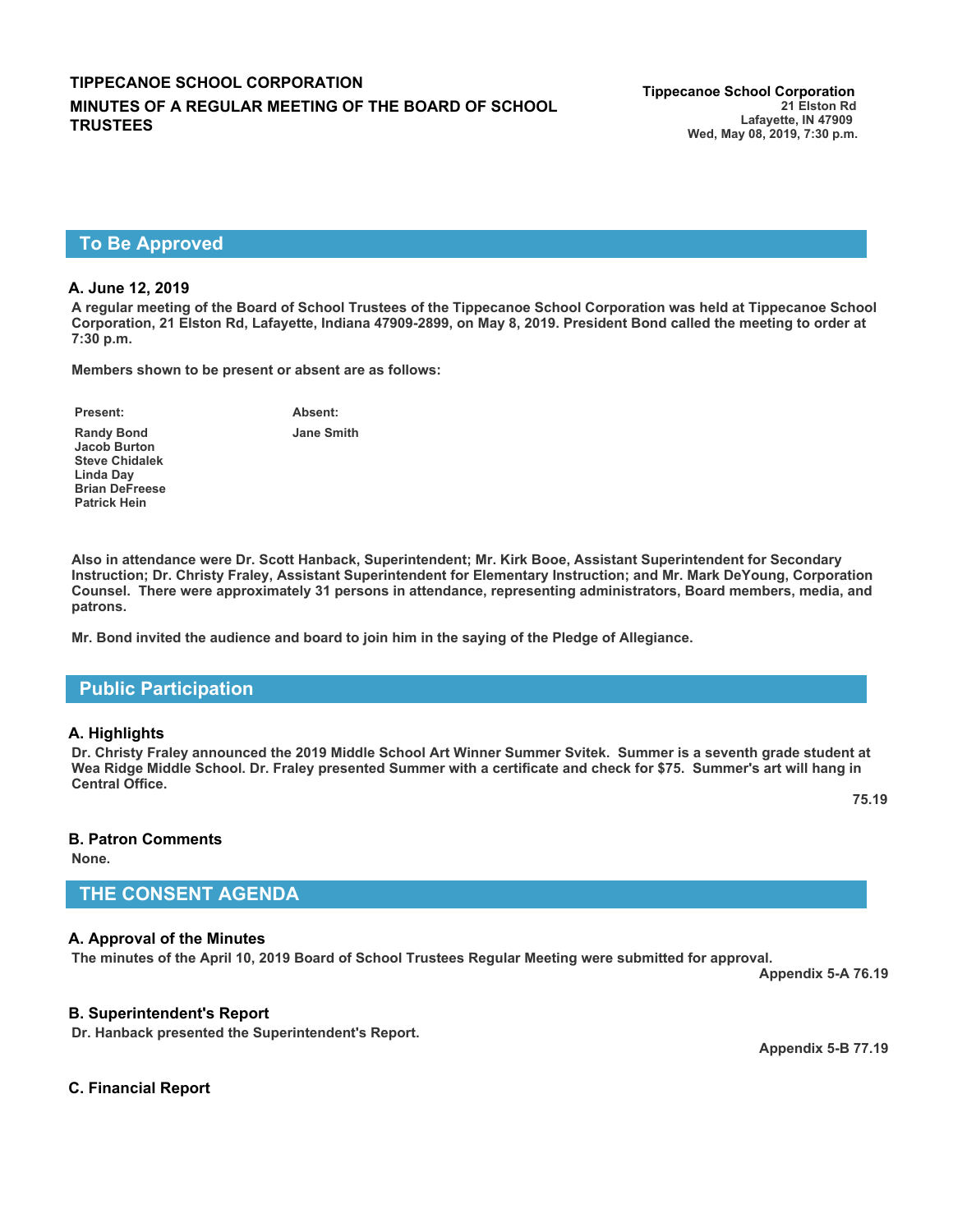**TIPPECANOE SCHOOL CORPORATION**

**MINUTES OF A REGULAR MEETING OF THE BOARD OF SCHOOL TRUSTEES**

**Tippecanoe School Corporation**
21 Elston Rd
Lafayette, IN 47909
Wed, May 08, 2019, 7:30 p.m.

## To Be Approved

### A. June 12, 2019

A regular meeting of the Board of School Trustees of the Tippecanoe School Corporation was held at Tippecanoe School Corporation, 21 Elston Rd, Lafayette, Indiana 47909-2899, on May 8, 2019. President Bond called the meeting to order at 7:30 p.m.

Members shown to be present or absent are as follows:

| Present: | Absent: |
|---|---|
| Randy Bond | Jane Smith |
| Jacob Burton | |
| Steve Chidalek | |
| Linda Day | |
| Brian DeFreese | |
| Patrick Hein | |

Also in attendance were Dr. Scott Hanback, Superintendent; Mr. Kirk Booe, Assistant Superintendent for Secondary Instruction; Dr. Christy Fraley, Assistant Superintendent for Elementary Instruction; and Mr. Mark DeYoung, Corporation Counsel. There were approximately 31 persons in attendance, representing administrators, Board members, media, and patrons.

Mr. Bond invited the audience and board to join him in the saying of the Pledge of Allegiance.

## Public Participation

### A. Highlights

Dr. Christy Fraley announced the 2019 Middle School Art Winner Summer Svitek. Summer is a seventh grade student at Wea Ridge Middle School. Dr. Fraley presented Summer with a certificate and check for $75. Summer's art will hang in Central Office.

75.19

### B. Patron Comments

None.

## THE CONSENT AGENDA

### A. Approval of the Minutes

The minutes of the April 10, 2019 Board of School Trustees Regular Meeting were submitted for approval.

Appendix 5-A 76.19

### B. Superintendent's Report

Dr. Hanback presented the Superintendent's Report.

Appendix 5-B 77.19

### C. Financial Report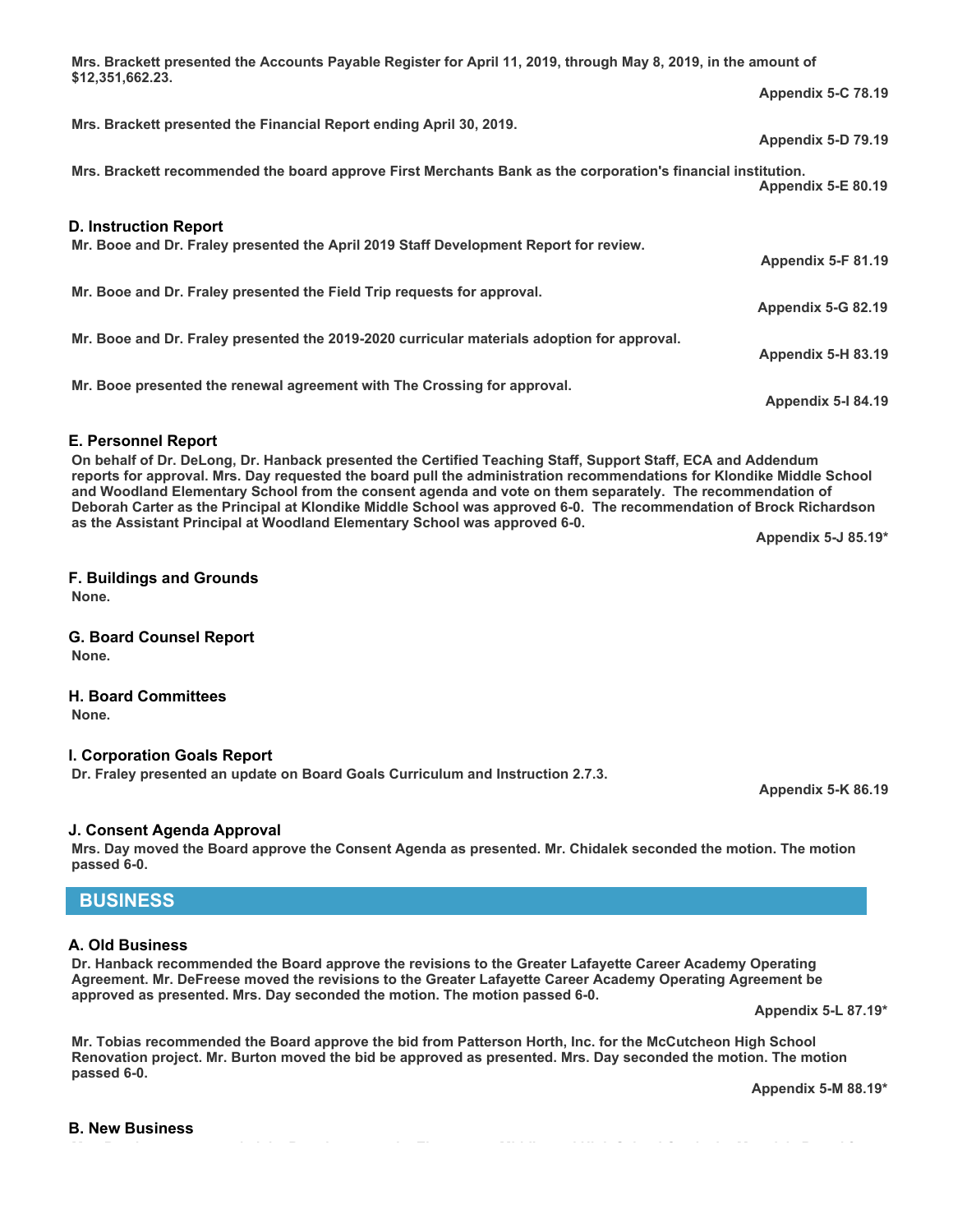**Mrs. Brackett presented the Accounts Payable Register for April 11, 2019, through May 8, 2019, in the amount of $12,351,662.23.**

**Appendix 5-C 78.19**

**Mrs. Brackett presented the Financial Report ending April 30, 2019.**

**Appendix 5-D 79.19**

**Mrs. Brackett recommended the board approve First Merchants Bank as the corporation's financial institution.**

**Appendix 5-E 80.19**

### D. Instruction Report

**Mr. Booe and Dr. Fraley presented the April 2019 Staff Development Report for review.**

**Appendix 5-F 81.19**

**Mr. Booe and Dr. Fraley presented the Field Trip requests for approval.**

**Appendix 5-G 82.19**

**Mr. Booe and Dr. Fraley presented the 2019-2020 curricular materials adoption for approval.**

**Appendix 5-H 83.19**

**Mr. Booe presented the renewal agreement with The Crossing for approval.**

**Appendix 5-I 84.19**

### E. Personnel Report

**On behalf of Dr. DeLong, Dr. Hanback presented the Certified Teaching Staff, Support Staff, ECA and Addendum reports for approval. Mrs. Day requested the board pull the administration recommendations for Klondike Middle School and Woodland Elementary School from the consent agenda and vote on them separately. The recommendation of Deborah Carter as the Principal at Klondike Middle School was approved 6-0. The recommendation of Brock Richardson as the Assistant Principal at Woodland Elementary School was approved 6-0.**

**Appendix 5-J 85.19***

### F. Buildings and Grounds

**None.**

### G. Board Counsel Report

**None.**

### H. Board Committees

**None.**

### I. Corporation Goals Report

**Dr. Fraley presented an update on Board Goals Curriculum and Instruction 2.7.3.**

**Appendix 5-K 86.19**

### J. Consent Agenda Approval

**Mrs. Day moved the Board approve the Consent Agenda as presented. Mr. Chidalek seconded the motion. The motion passed 6-0.**

## BUSINESS

### A. Old Business

**Dr. Hanback recommended the Board approve the revisions to the Greater Lafayette Career Academy Operating Agreement. Mr. DeFreese moved the revisions to the Greater Lafayette Career Academy Operating Agreement be approved as presented. Mrs. Day seconded the motion. The motion passed 6-0.**

**Appendix 5-L 87.19***

**Mr. Tobias recommended the Board approve the bid from Patterson Horth, Inc. for the McCutcheon High School Renovation project. Mr. Burton moved the bid be approved as presented. Mrs. Day seconded the motion. The motion passed 6-0.**

**Appendix 5-M 88.19***

### B. New Business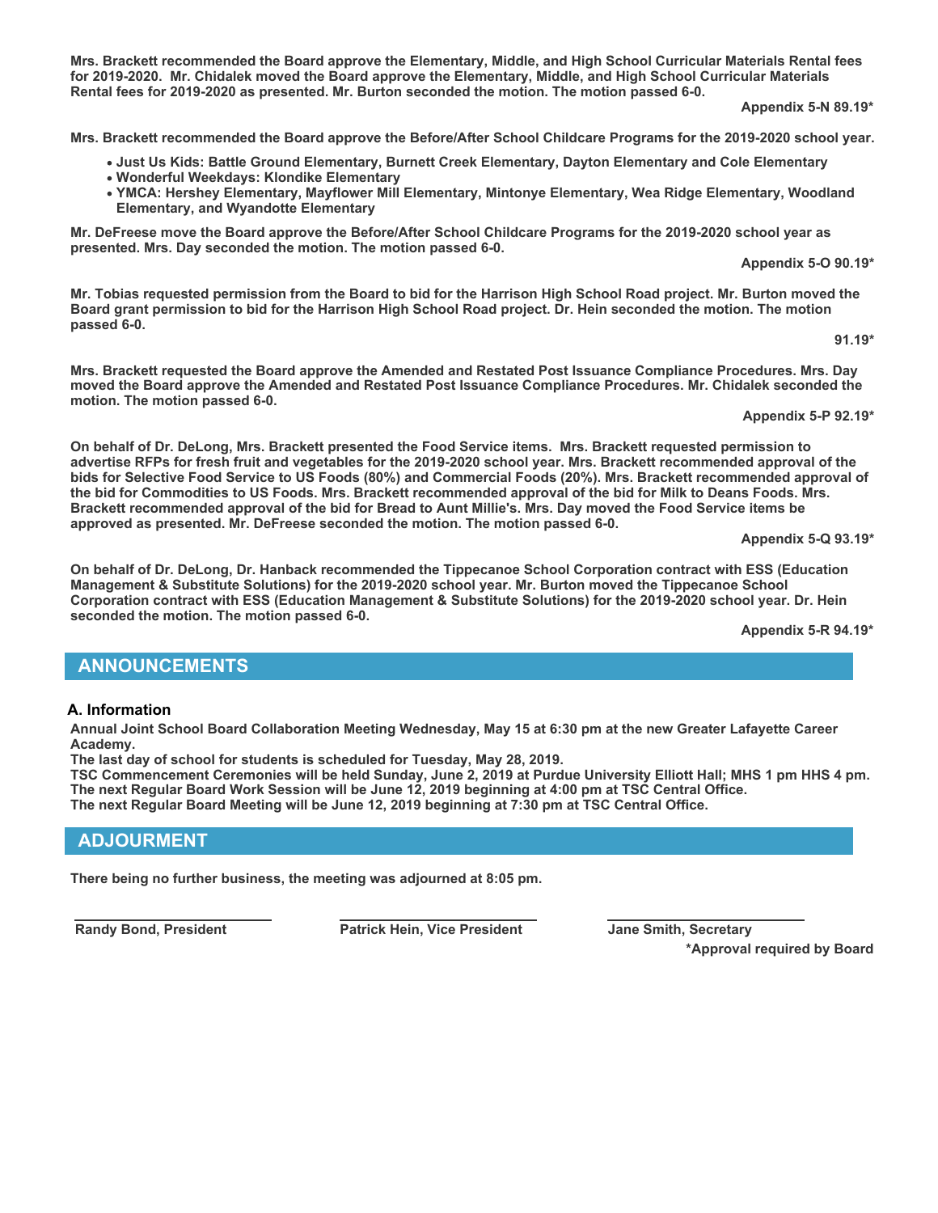**Mrs. Brackett recommended the Board approve the Elementary, Middle, and High School Curricular Materials Rental fees for 2019-2020. Mr. Chidalek moved the Board approve the Elementary, Middle, and High School Curricular Materials Rental fees for 2019-2020 as presented. Mr. Burton seconded the motion. The motion passed 6-0.**

**Appendix 5-N 89.19***

**Mrs. Brackett recommended the Board approve the Before/After School Childcare Programs for the 2019-2020 school year.**

- **Just Us Kids: Battle Ground Elementary, Burnett Creek Elementary, Dayton Elementary and Cole Elementary**
- **Wonderful Weekdays: Klondike Elementary**
- **YMCA: Hershey Elementary, Mayflower Mill Elementary, Mintonye Elementary, Wea Ridge Elementary, Woodland Elementary, and Wyandotte Elementary**

**Mr. DeFreese move the Board approve the Before/After School Childcare Programs for the 2019-2020 school year as presented. Mrs. Day seconded the motion. The motion passed 6-0.**

**Appendix 5-O 90.19***

**Mr. Tobias requested permission from the Board to bid for the Harrison High School Road project. Mr. Burton moved the Board grant permission to bid for the Harrison High School Road project. Dr. Hein seconded the motion. The motion passed 6-0.**

**91.19***

**Mrs. Brackett requested the Board approve the Amended and Restated Post Issuance Compliance Procedures. Mrs. Day moved the Board approve the Amended and Restated Post Issuance Compliance Procedures. Mr. Chidalek seconded the motion. The motion passed 6-0.**

**Appendix 5-P 92.19***

**On behalf of Dr. DeLong, Mrs. Brackett presented the Food Service items. Mrs. Brackett requested permission to advertise RFPs for fresh fruit and vegetables for the 2019-2020 school year. Mrs. Brackett recommended approval of the bids for Selective Food Service to US Foods (80%) and Commercial Foods (20%). Mrs. Brackett recommended approval of the bid for Commodities to US Foods. Mrs. Brackett recommended approval of the bid for Milk to Deans Foods. Mrs. Brackett recommended approval of the bid for Bread to Aunt Millie's. Mrs. Day moved the Food Service items be approved as presented. Mr. DeFreese seconded the motion. The motion passed 6-0.**

**Appendix 5-Q 93.19***

**On behalf of Dr. DeLong, Dr. Hanback recommended the Tippecanoe School Corporation contract with ESS (Education Management & Substitute Solutions) for the 2019-2020 school year. Mr. Burton moved the Tippecanoe School Corporation contract with ESS (Education Management & Substitute Solutions) for the 2019-2020 school year. Dr. Hein seconded the motion. The motion passed 6-0.**

**Appendix 5-R 94.19***

## ANNOUNCEMENTS

### A. Information

**Annual Joint School Board Collaboration Meeting Wednesday, May 15 at 6:30 pm at the new Greater Lafayette Career Academy.**
**The last day of school for students is scheduled for Tuesday, May 28, 2019.**
**TSC Commencement Ceremonies will be held Sunday, June 2, 2019 at Purdue University Elliott Hall; MHS 1 pm HHS 4 pm.**
**The next Regular Board Work Session will be June 12, 2019 beginning at 4:00 pm at TSC Central Office.**
**The next Regular Board Meeting will be June 12, 2019 beginning at 7:30 pm at TSC Central Office.**

## ADJOURMENT

**There being no further business, the meeting was adjourned at 8:05 pm.**

**Randy Bond, President** | **Patrick Hein, Vice President** | **Jane Smith, Secretary**

***Approval required by Board**